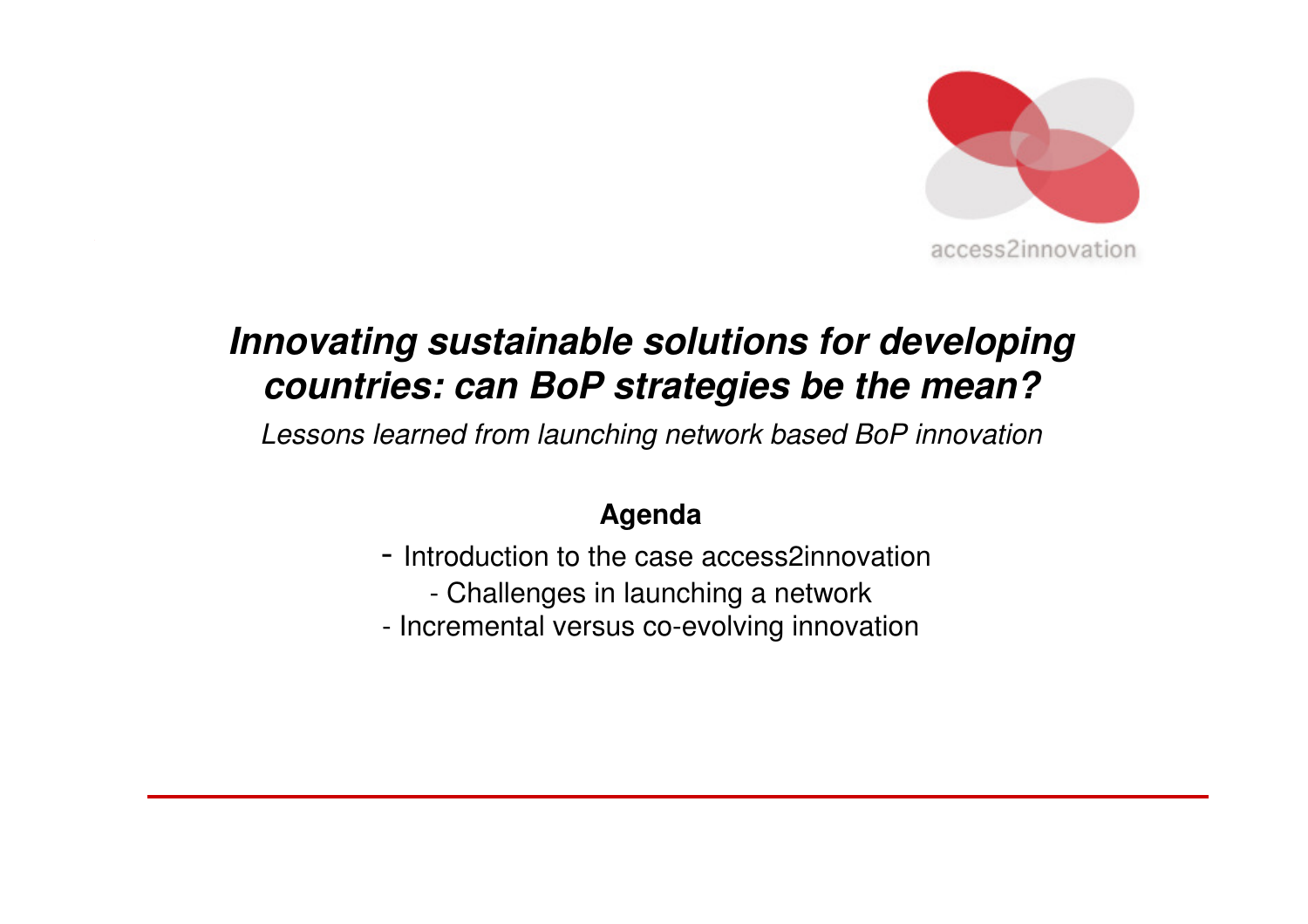access2innovation

# *Innovating sustainable solutions for developing countries: can BoP strategies be the mean?*

*Lessons learned from launching network based BoP innovation*

**Agenda**

- Introduction to the case access2innovation
- Challenges in launching a network
- Incremental versus co-evolving innovation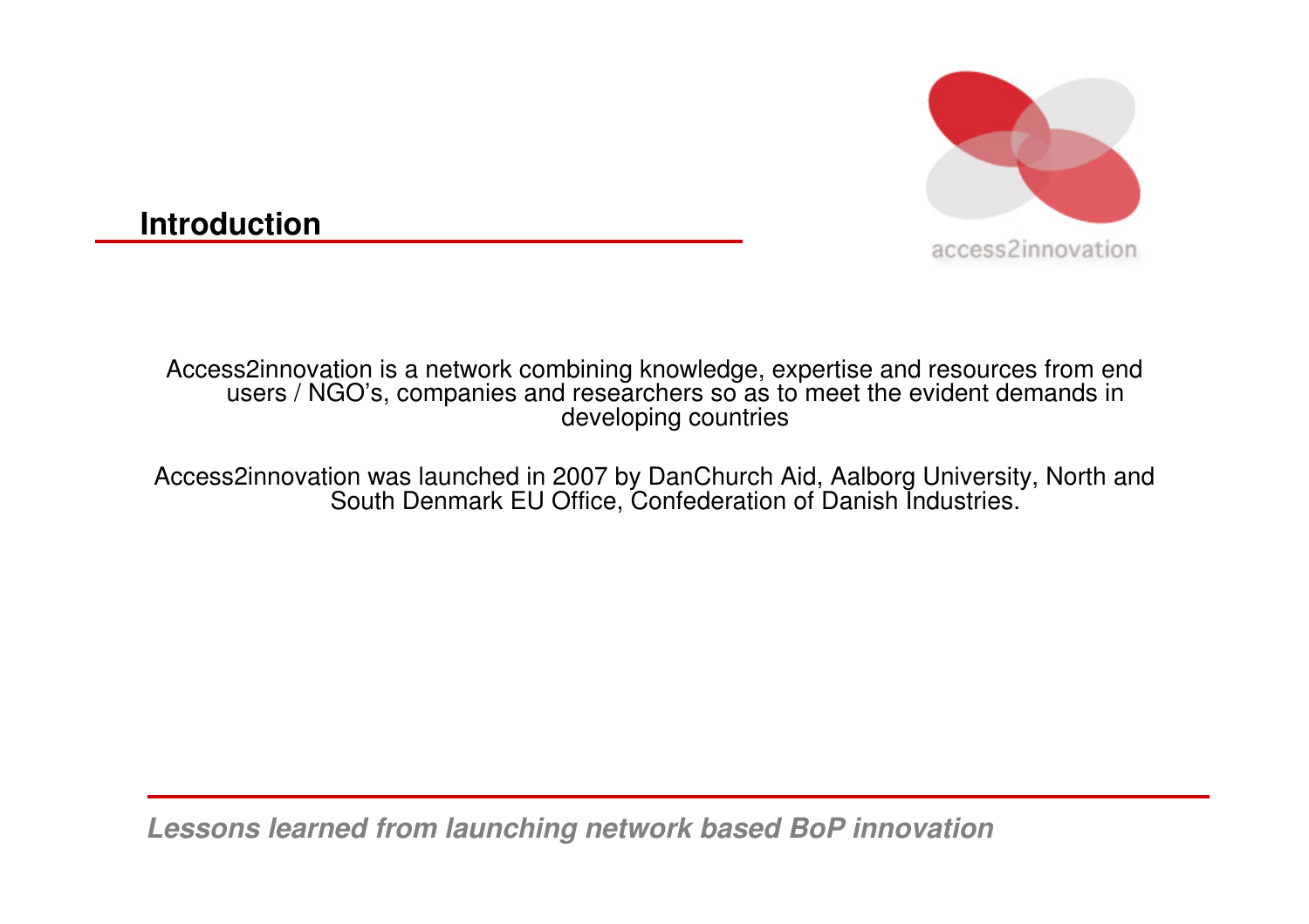## Introduction

Access2innovation is a network combining knowledge, expertise and resources from end users / NGO's, companies and researchers so as to meet the evident demands in developing countries

Access2innovation was launched in 2007 by DanChurch Aid, Aalborg University, North and South Denmark EU Office, Confederation of Danish Industries.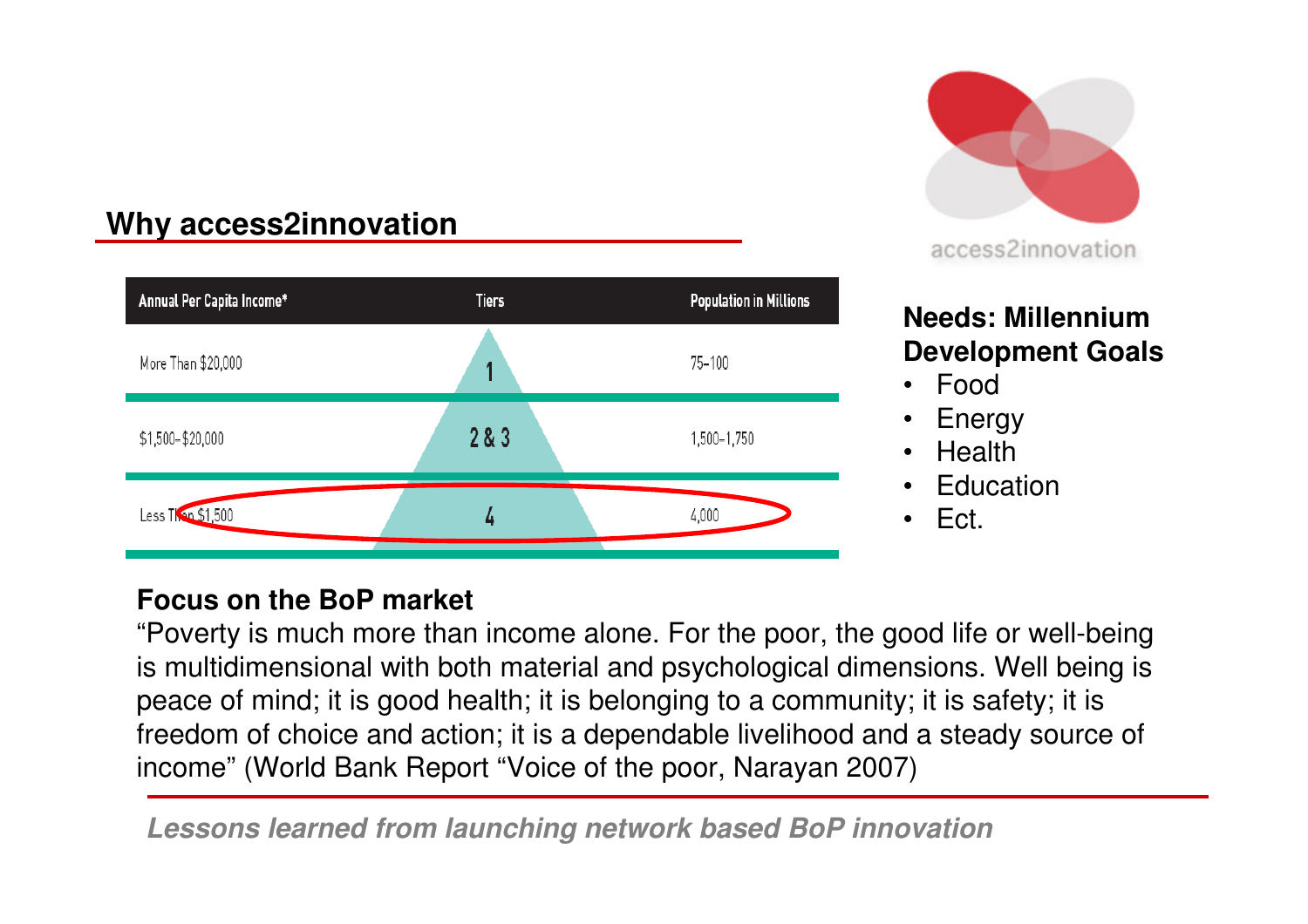## Why access2innovation

access2innovation

| Annual Per Capita Income* | Tiers | Population in Millions |
| --- | --- | --- |
| More Than $20,000 | 1 | 75–100 |
| $1,500–$20,000 | 2 & 3 | 1,500–1,750 |
| Less Than $1,500 | 4 | 4,000 |

**Needs: Millennium Development Goals**

- Food
- Energy
- Health
- Education
- Ect.

**Focus on the BoP market**

"Poverty is much more than income alone. For the poor, the good life or well-being is multidimensional with both material and psychological dimensions. Well being is peace of mind; it is good health; it is belonging to a community; it is safety; it is freedom of choice and action; it is a dependable livelihood and a steady source of income" (World Bank Report "Voice of the poor, Narayan 2007)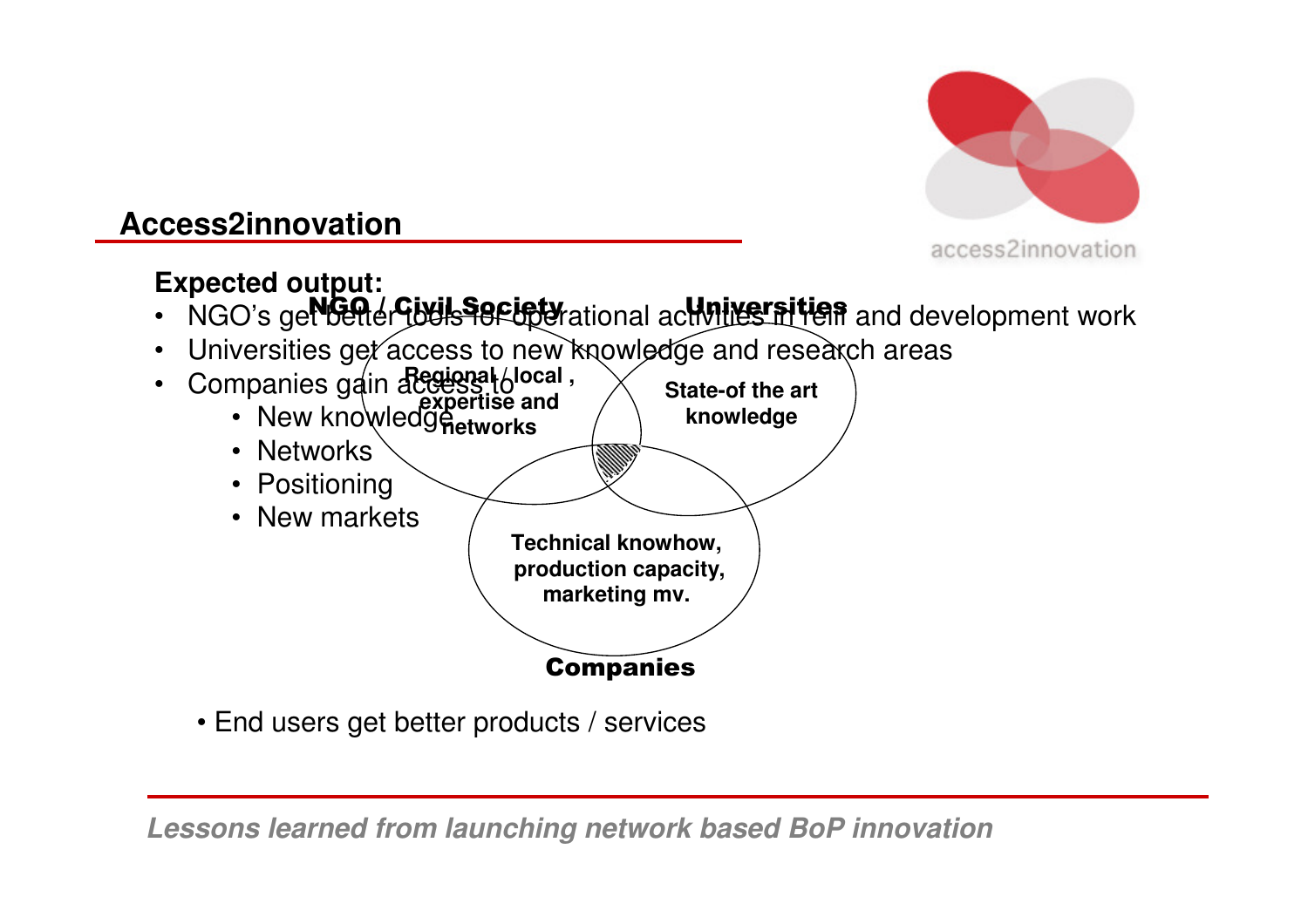## Access2innovation

**Expected output:**

- NGO's get better tools for operational activities in relif and development work
- Universities get access to new knowledge and research areas
- Companies gain access to
  - New knowledge
  - Networks
  - Positioning
  - New markets

**NGO / Civil Society**

**Regional / local , expertise and networks**

**Universities**

**State-of the art knowledge**

**Technical knowhow, production capacity, marketing mv.**

**Companies**

- End users get better products / services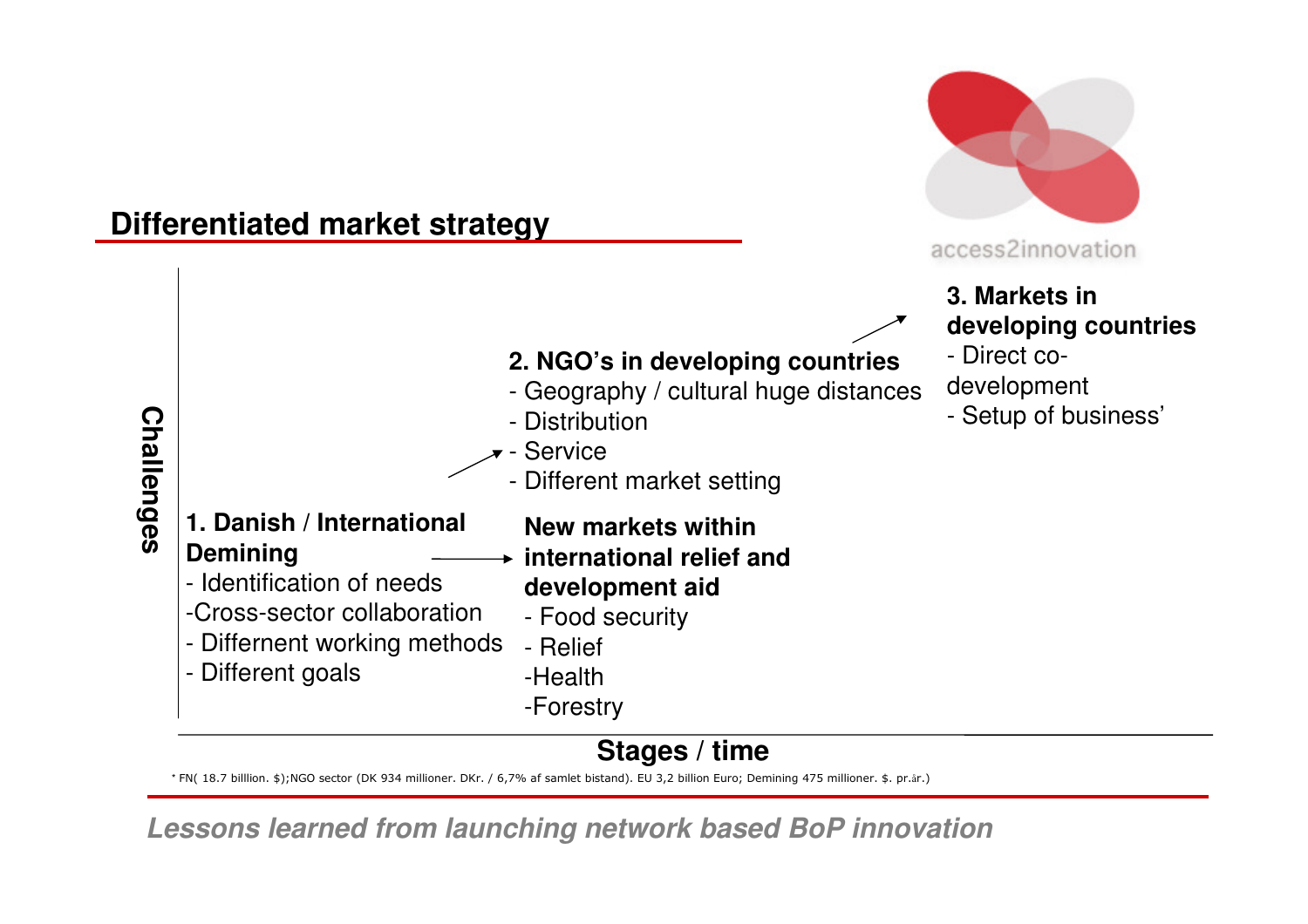## Differentiated market strategy

access2innovation

**Challenges**

**1. Danish / International Demining**
- Identification of needs
-Cross-sector collaboration
- Differnent working methods
- Different goals

**New markets within international relief and development aid**
- Food security
- Relief
-Health
-Forestry

**2. NGO's in developing countries**
- Geography / cultural huge distances
- Distribution
- Service
- Different market setting

**3. Markets in developing countries**
- Direct co-development
- Setup of business'

**Stages / time**

* FN( 18.7 billlion. $);NGO sector (DK 934 millioner. DKr. / 6,7% af samlet bistand). EU 3,2 billion Euro; Demining 475 millioner. $. pr.år.)

*Lessons learned from launching network based BoP innovation*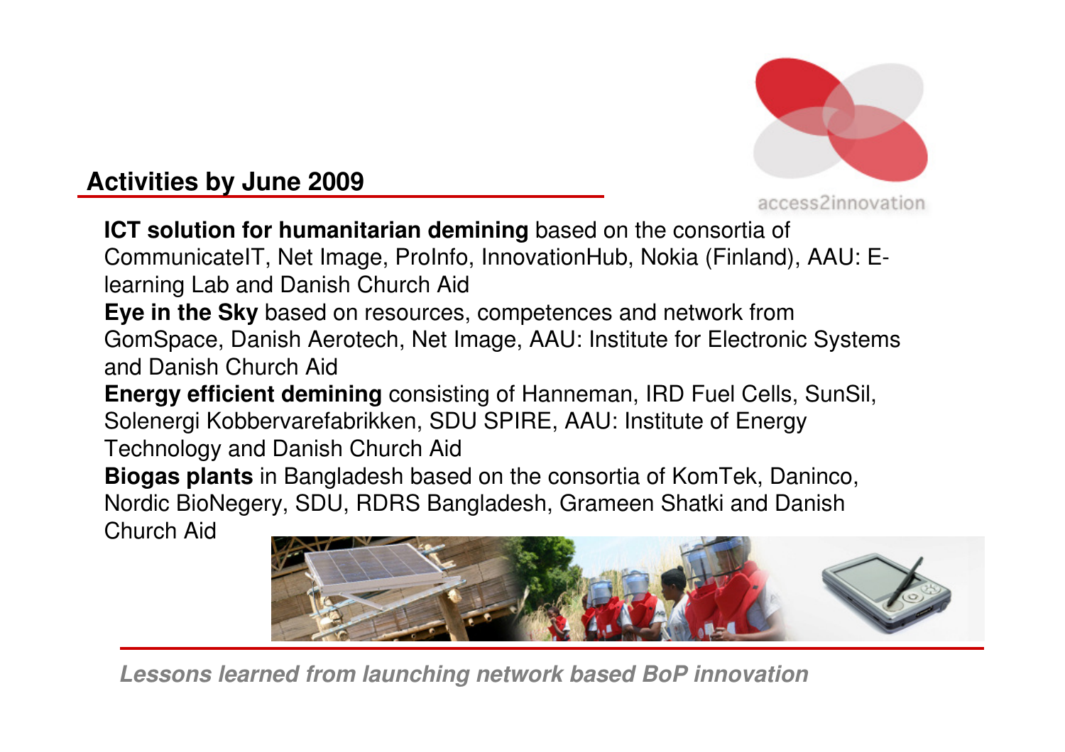## Activities by June 2009

**ICT solution for humanitarian demining** based on the consortia of CommunicateIT, Net Image, ProInfo, InnovationHub, Nokia (Finland), AAU: E-learning Lab and Danish Church Aid

**Eye in the Sky** based on resources, competences and network from GomSpace, Danish Aerotech, Net Image, AAU: Institute for Electronic Systems and Danish Church Aid

**Energy efficient demining** consisting of Hanneman, IRD Fuel Cells, SunSil, Solenergi Kobbervarefabrikken, SDU SPIRE, AAU: Institute of Energy Technology and Danish Church Aid

**Biogas plants** in Bangladesh based on the consortia of KomTek, Daninco, Nordic BioNegery, SDU, RDRS Bangladesh, Grameen Shatki and Danish Church Aid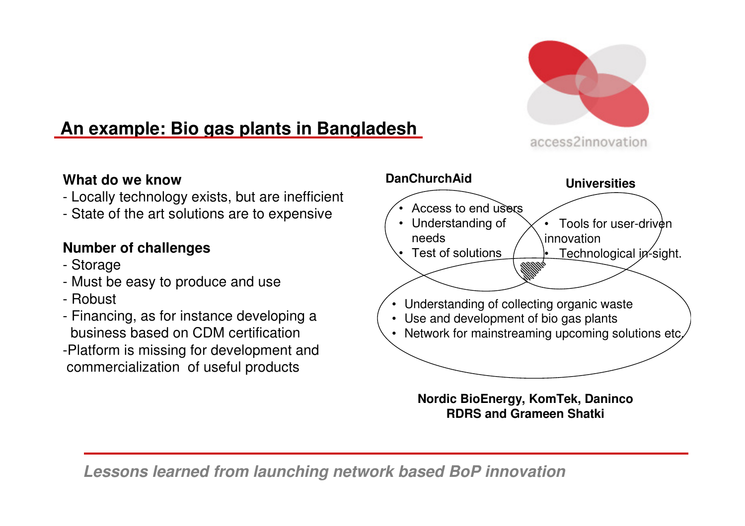## An example: Bio gas plants in Bangladesh

access2innovation

**What do we know**

- Locally technology exists, but are inefficient
- State of the art solutions are to expensive

**Number of challenges**

- Storage
- Must be easy to produce and use
- Robust
- Financing, as for instance developing a business based on CDM certification
- Platform is missing for development and commercialization of useful products

**DanChurchAid**

- Access to end users
- Understanding of needs
- Test of solutions

**Universities**

- Tools for user-driven innovation
- Technological in-sight.

**Nordic BioEnergy, KomTek, Daninco RDRS and Grameen Shatki**

- Understanding of collecting organic waste
- Use and development of bio gas plants
- Network for mainstreaming upcoming solutions etc.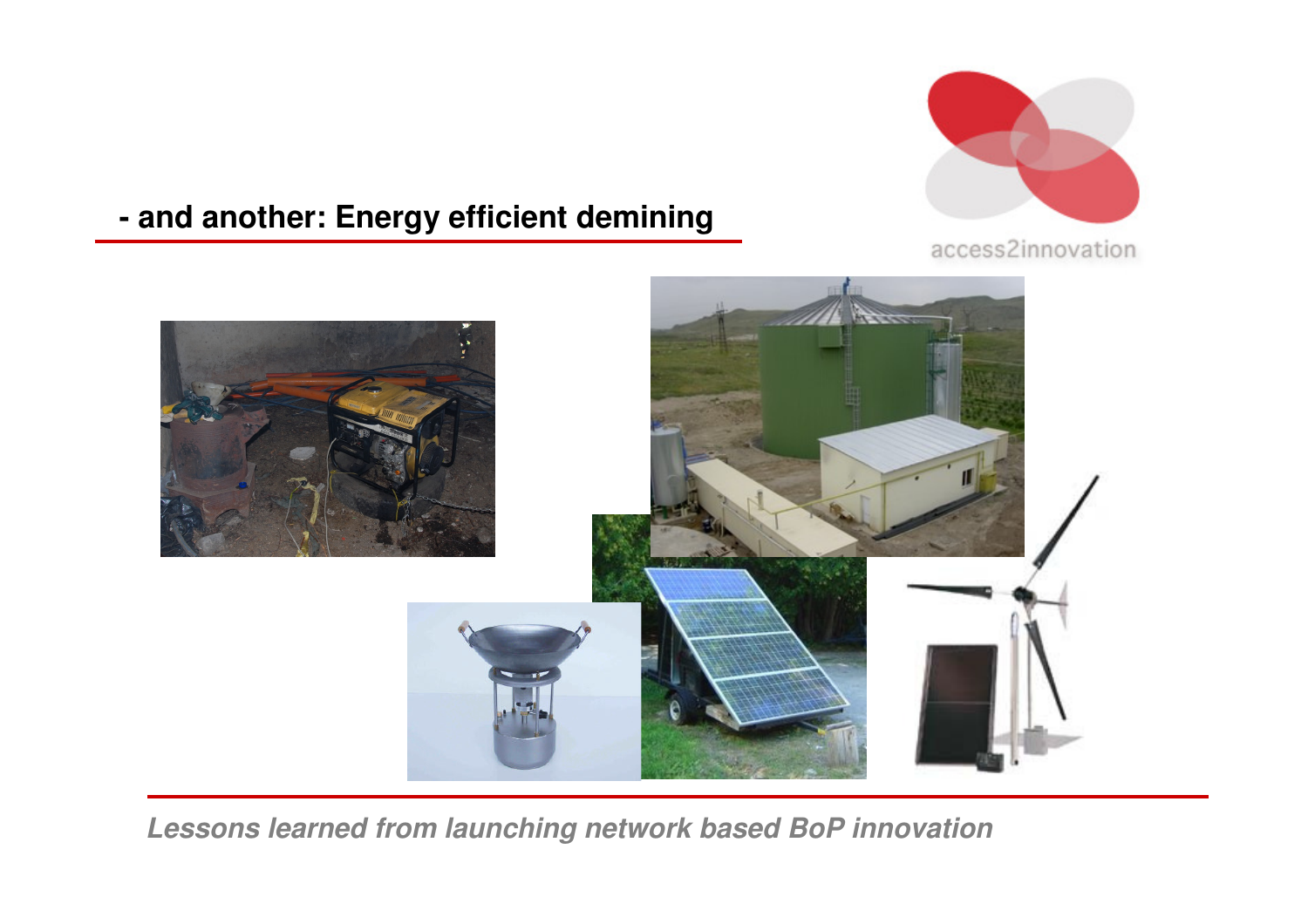## - and another: Energy efficient demining

access2innovation

*Lessons learned from launching network based BoP innovation*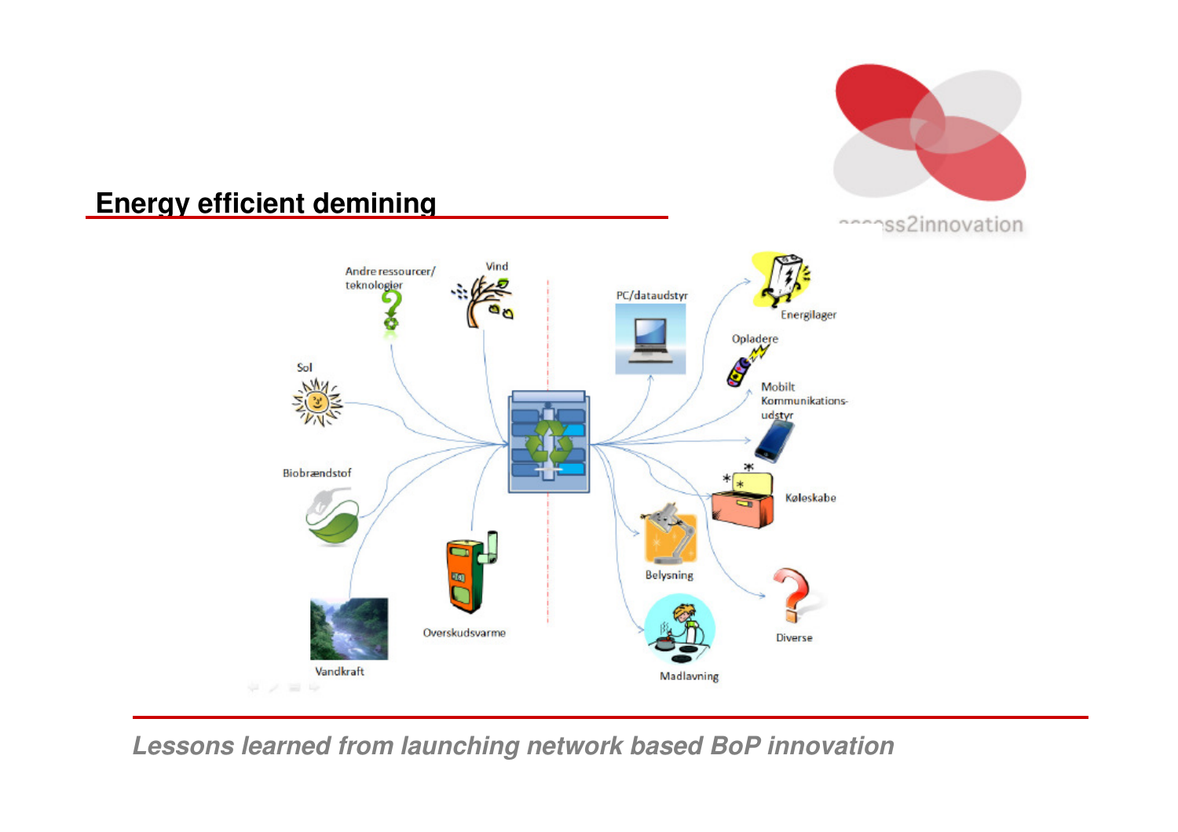## Energy efficient demining

Andre ressourcer/ teknologier

Vind

Sol

Biobrændstof

Vandkraft

Overskudsvarme

PC/dataudstyr

Energilager

Opladere

Mobilt Kommunikations-udstyr

Køleskabe

Belysning

Madlavning

Diverse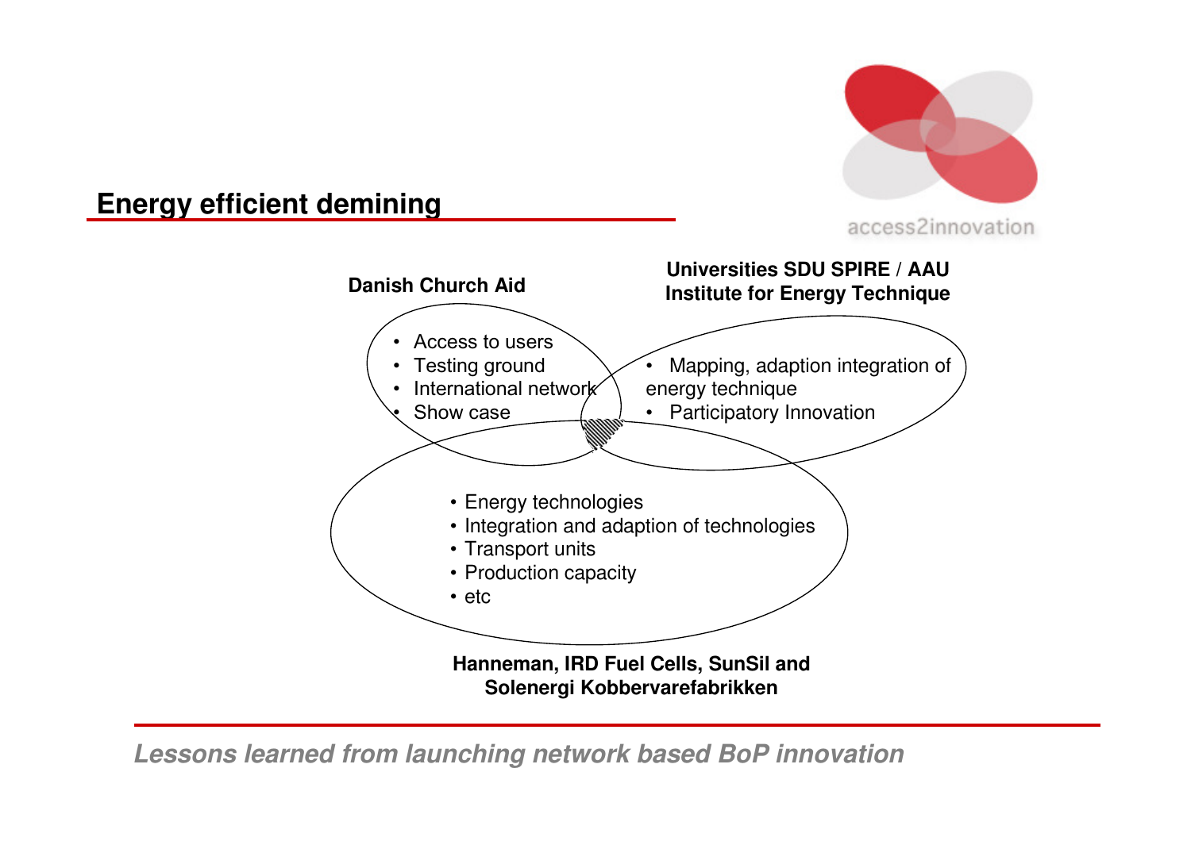## Energy efficient demining

**Danish Church Aid**

- Access to users
- Testing ground
- International network
- Show case

**Universities SDU SPIRE / AAU Institute for Energy Technique**

- Mapping, adaption integration of energy technique
- Participatory Innovation

**Hanneman, IRD Fuel Cells, SunSil and Solenergi Kobbervarefabrikken**

- Energy technologies
- Integration and adaption of technologies
- Transport units
- Production capacity
- etc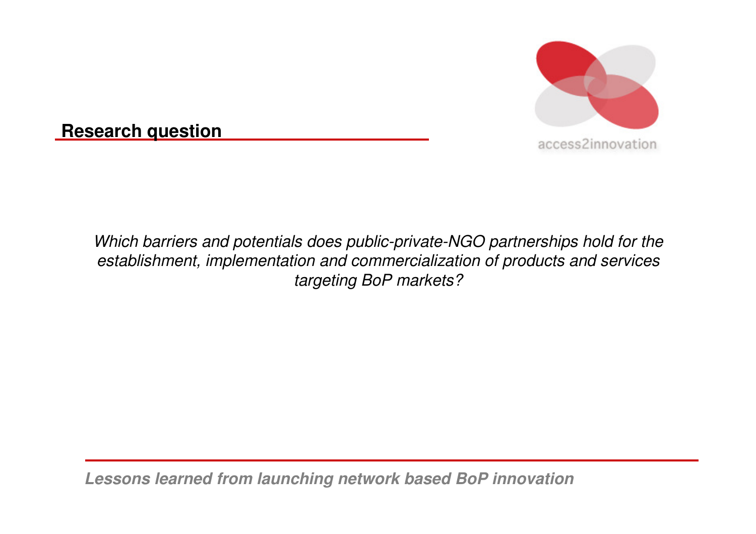## Research question

*Which barriers and potentials does public-private-NGO partnerships hold for the establishment, implementation and commercialization of products and services targeting BoP markets?*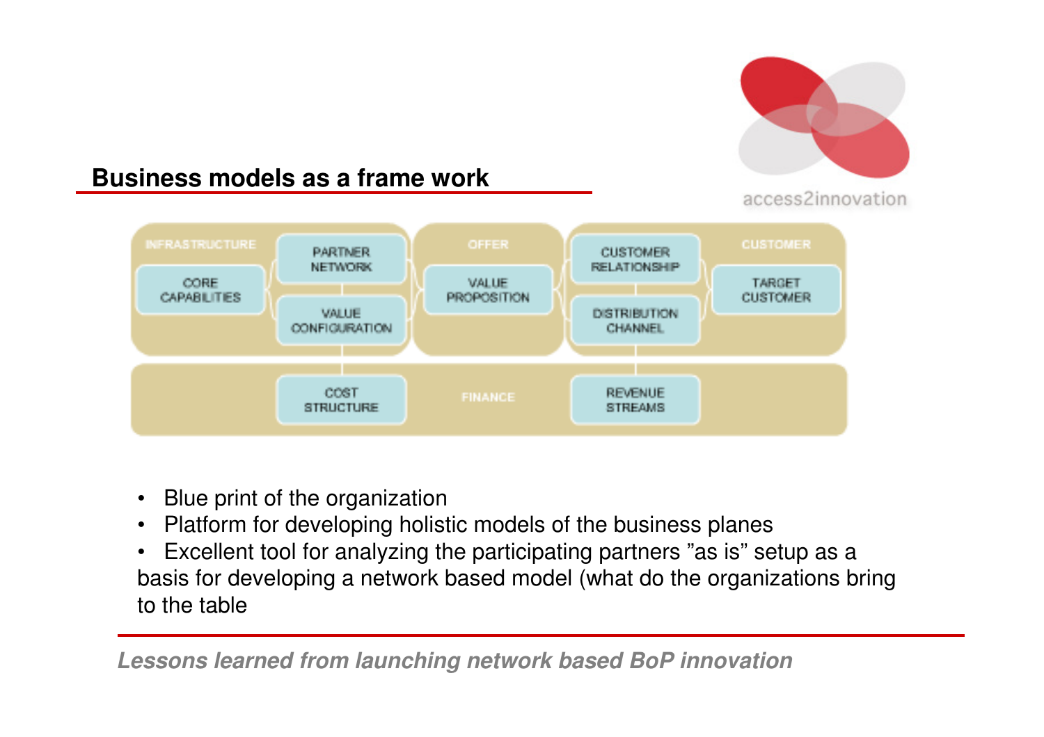## Business models as a frame work

| INFRASTRUCTURE | | OFFER | | CUSTOMER |
| --- | --- | --- | --- | --- |
| CORE CAPABILITIES | PARTNER NETWORK | VALUE PROPOSITION | CUSTOMER RELATIONSHIP | TARGET CUSTOMER |
| | VALUE CONFIGURATION | | DISTRIBUTION CHANNEL | |
| | COST STRUCTURE | FINANCE | REVENUE STREAMS | |

- Blue print of the organization
- Platform for developing holistic models of the business planes
- Excellent tool for analyzing the participating partners "as is" setup as a basis for developing a network based model (what do the organizations bring to the table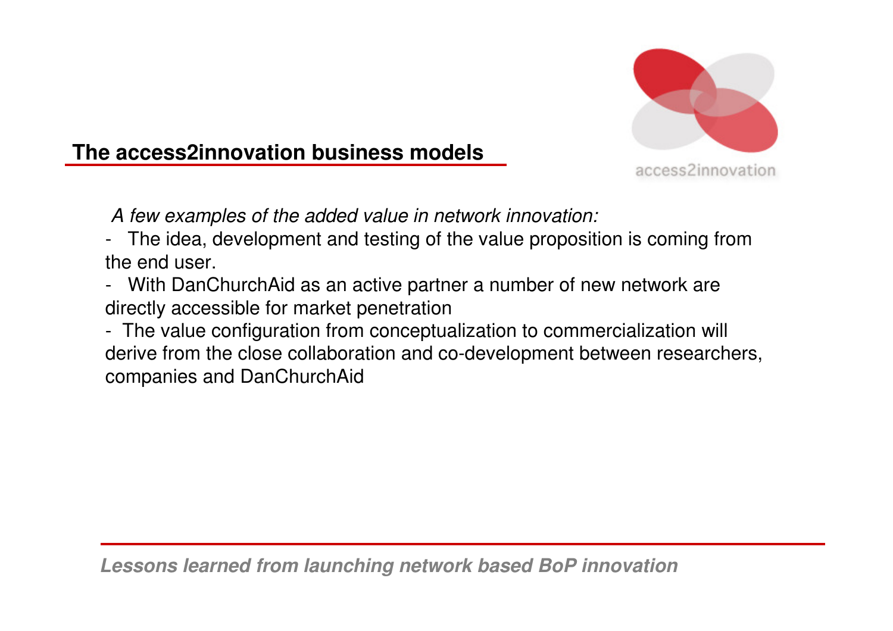## The access2innovation business models

access2innovation

*A few examples of the added value in network innovation:*

- The idea, development and testing of the value proposition is coming from the end user.
- With DanChurchAid as an active partner a number of new network are directly accessible for market penetration
- The value configuration from conceptualization to commercialization will derive from the close collaboration and co-development between researchers, companies and DanChurchAid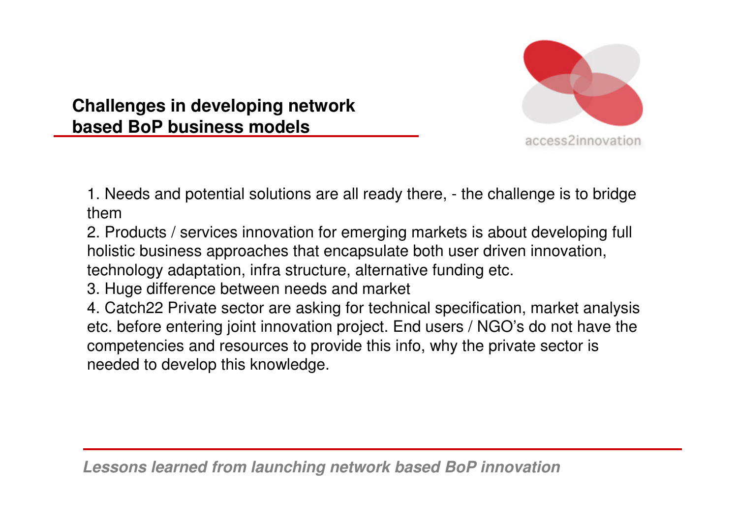## Challenges in developing network based BoP business models

1. Needs and potential solutions are all ready there, - the challenge is to bridge them
2. Products / services innovation for emerging markets is about developing full holistic business approaches that encapsulate both user driven innovation, technology adaptation, infra structure, alternative funding etc.
3. Huge difference between needs and market
4. Catch22 Private sector are asking for technical specification, market analysis etc. before entering joint innovation project. End users / NGO's do not have the competencies and resources to provide this info, why the private sector is needed to develop this knowledge.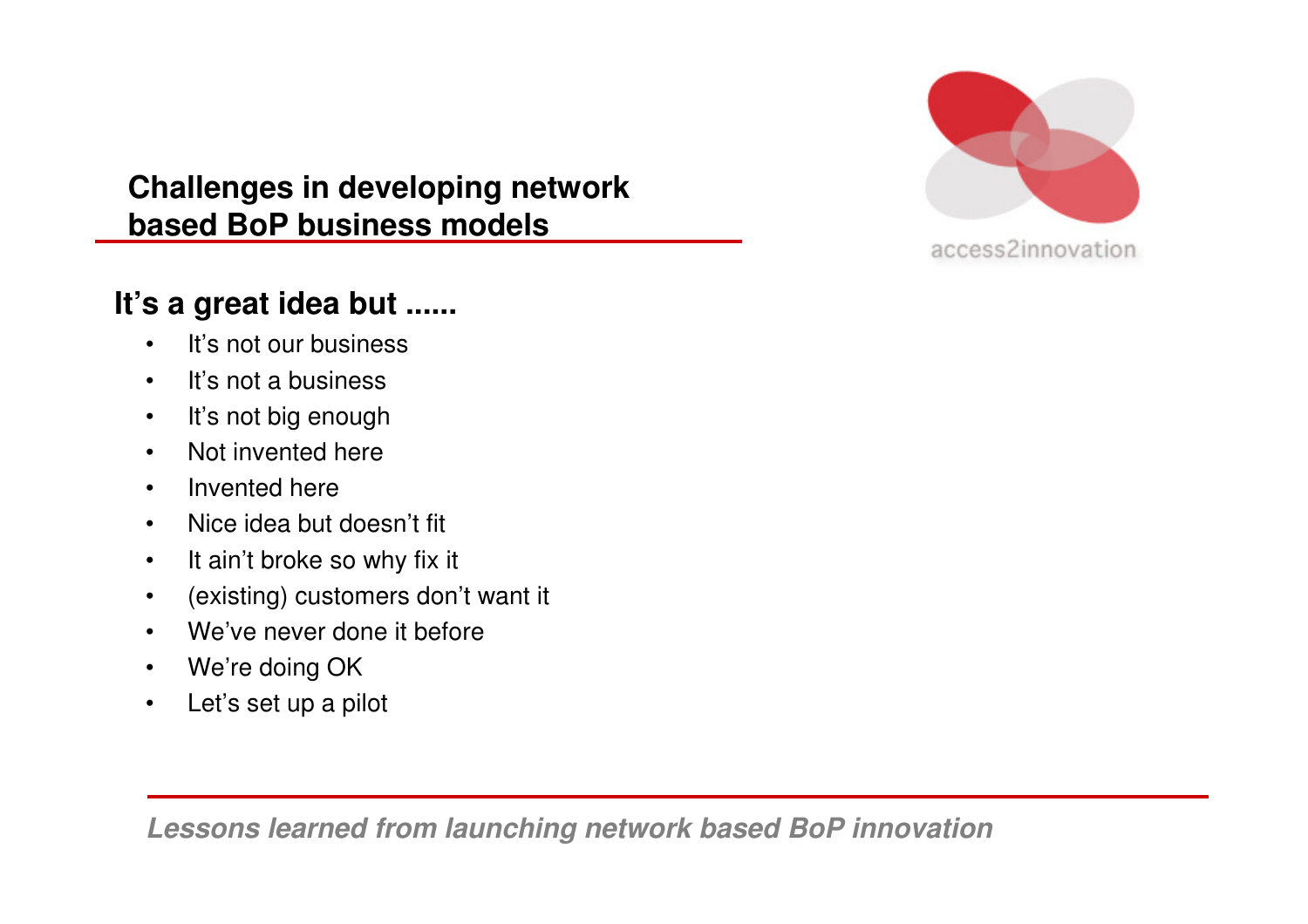## Challenges in developing network based BoP business models

### It's a great idea but ......

- It's not our business
- It's not a business
- It's not big enough
- Not invented here
- Invented here
- Nice idea but doesn't fit
- It ain't broke so why fix it
- (existing) customers don't want it
- We've never done it before
- We're doing OK
- Let's set up a pilot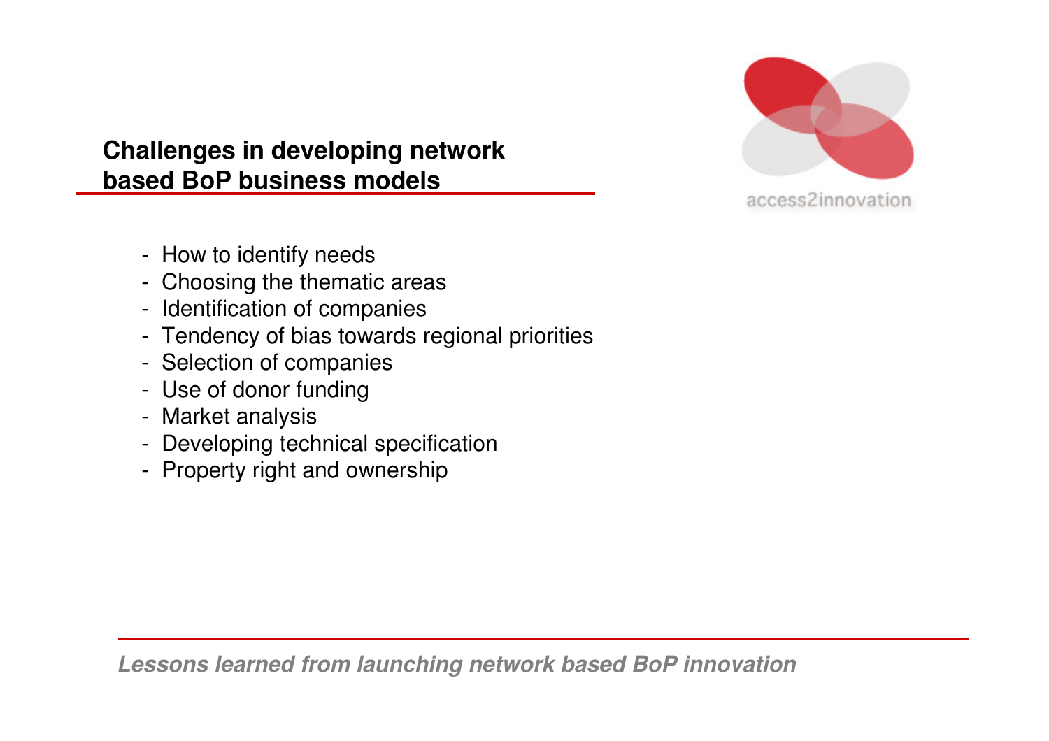## Challenges in developing network based BoP business models

- How to identify needs
- Choosing the thematic areas
- Identification of companies
- Tendency of bias towards regional priorities
- Selection of companies
- Use of donor funding
- Market analysis
- Developing technical specification
- Property right and ownership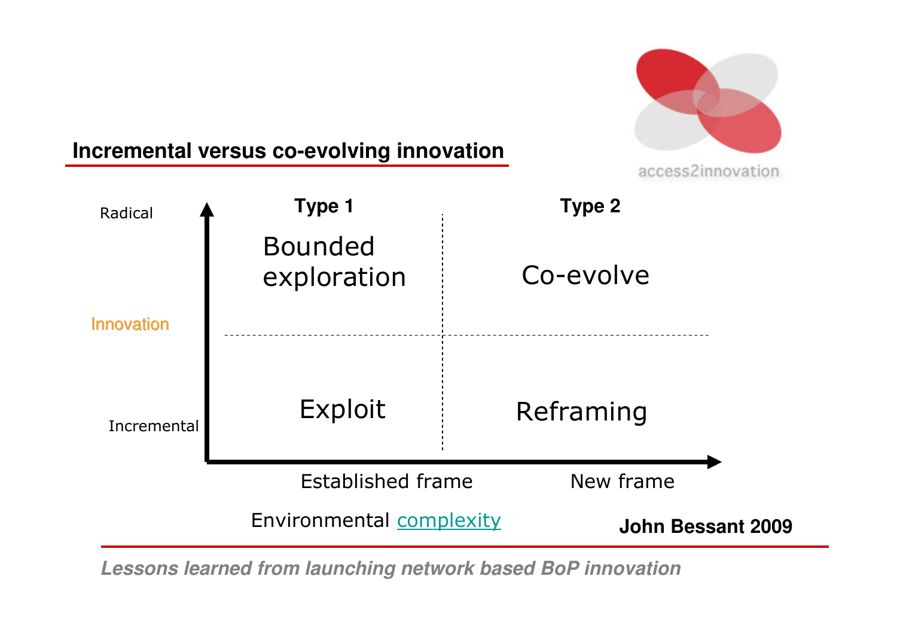## Incremental versus co-evolving innovation

| Innovation | Type 1 (Established frame) | Type 2 (New frame) |
| --- | --- | --- |
| Radical | Bounded exploration | Co-evolve |
| Incremental | Exploit | Reframing |

Environmental complexity

**John Bessant 2009**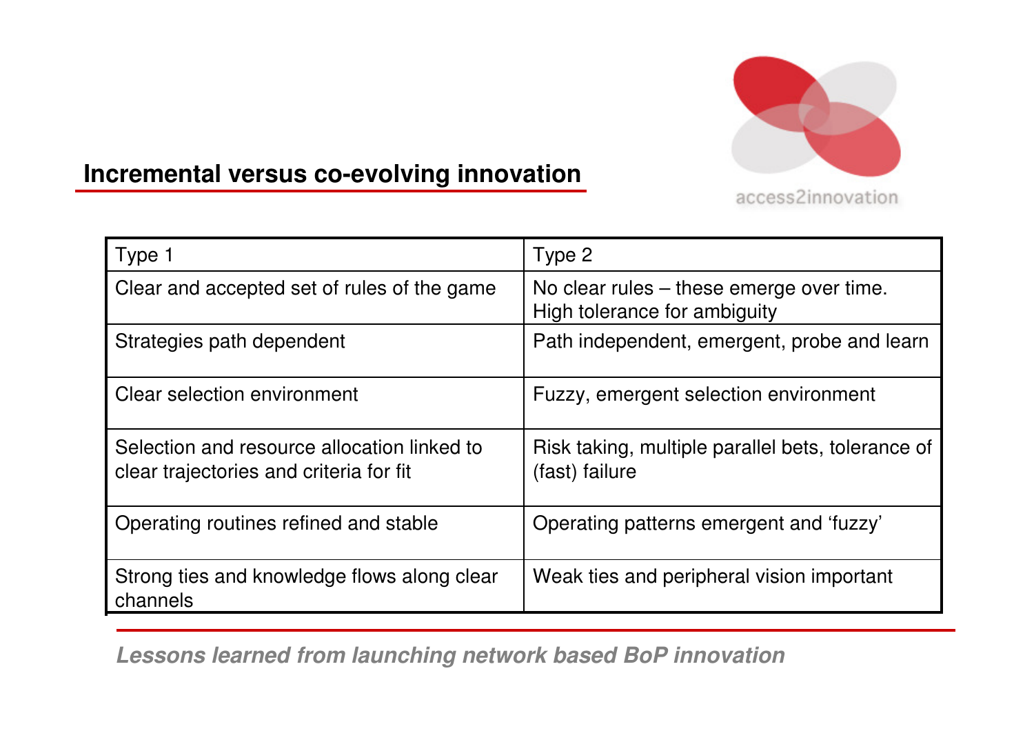## Incremental versus co-evolving innovation

| Type 1 | Type 2 |
|---|---|
| Clear and accepted set of rules of the game | No clear rules – these emerge over time. High tolerance for ambiguity |
| Strategies path dependent | Path independent, emergent, probe and learn |
| Clear selection environment | Fuzzy, emergent selection environment |
| Selection and resource allocation linked to clear trajectories and criteria for fit | Risk taking, multiple parallel bets, tolerance of (fast) failure |
| Operating routines refined and stable | Operating patterns emergent and 'fuzzy' |
| Strong ties and knowledge flows along clear channels | Weak ties and peripheral vision important |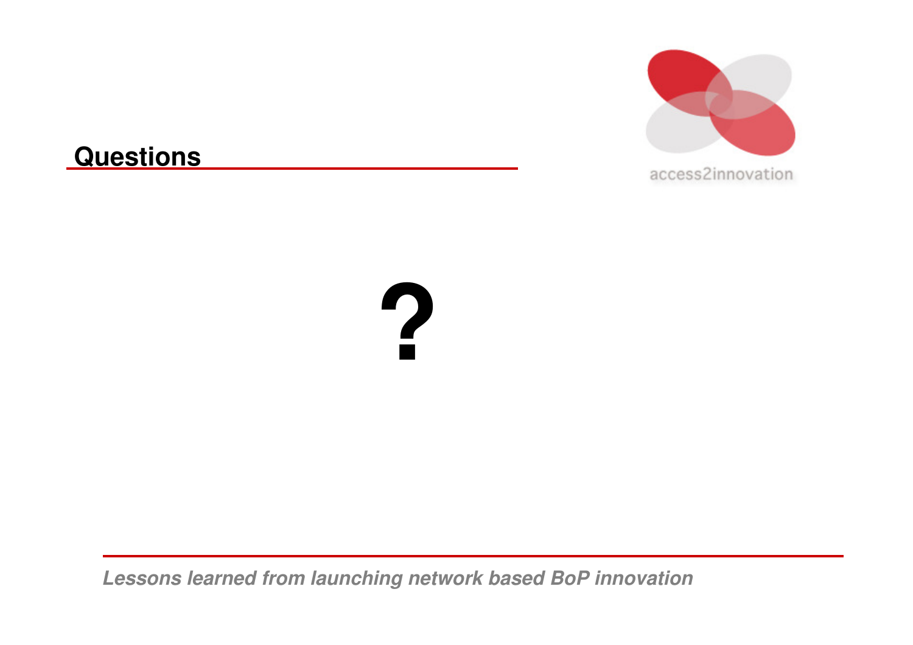## Questions

# ?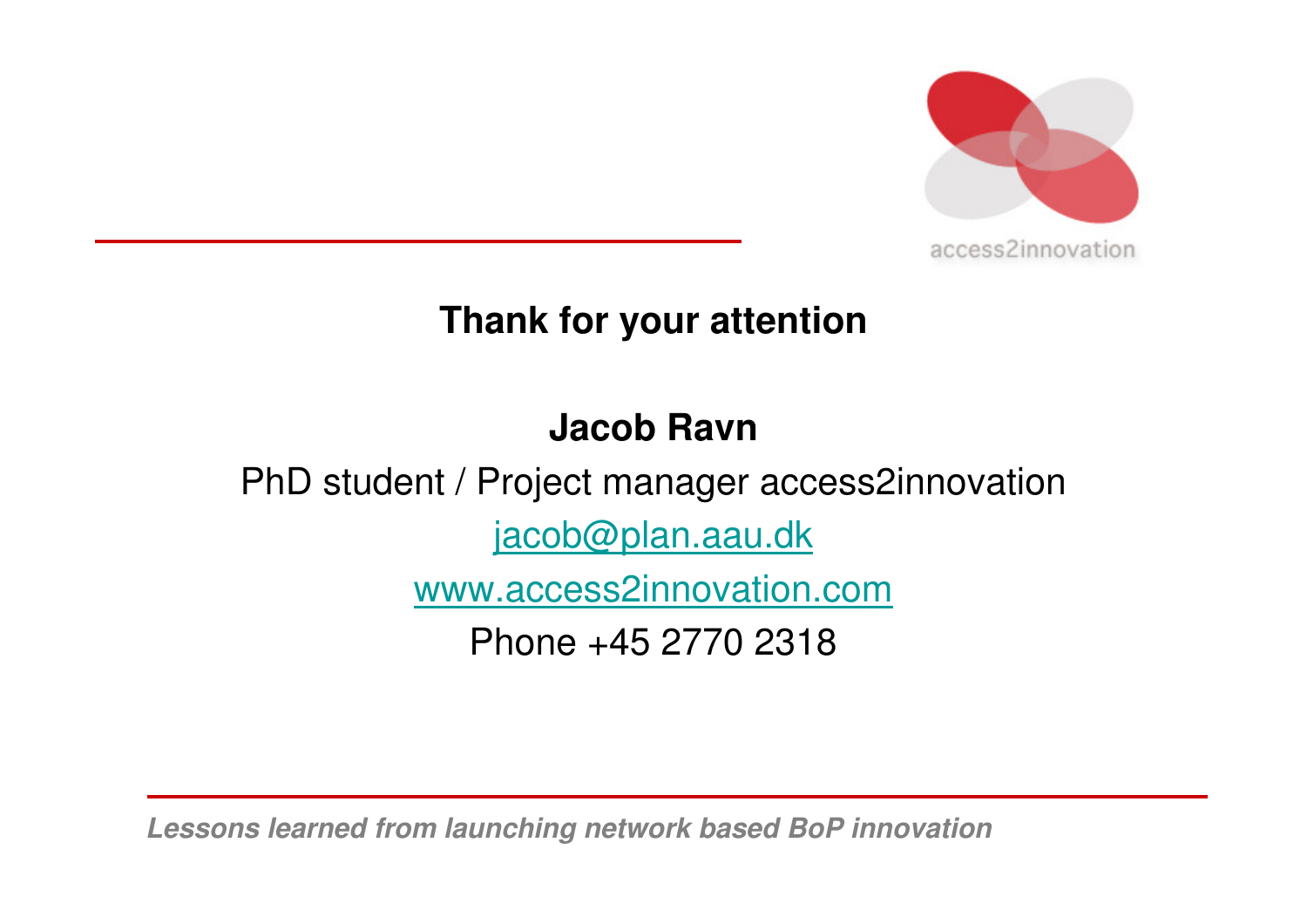**Thank for your attention**

**Jacob Ravn**

PhD student / Project manager access2innovation

jacob@plan.aau.dk

www.access2innovation.com

Phone +45 2770 2318